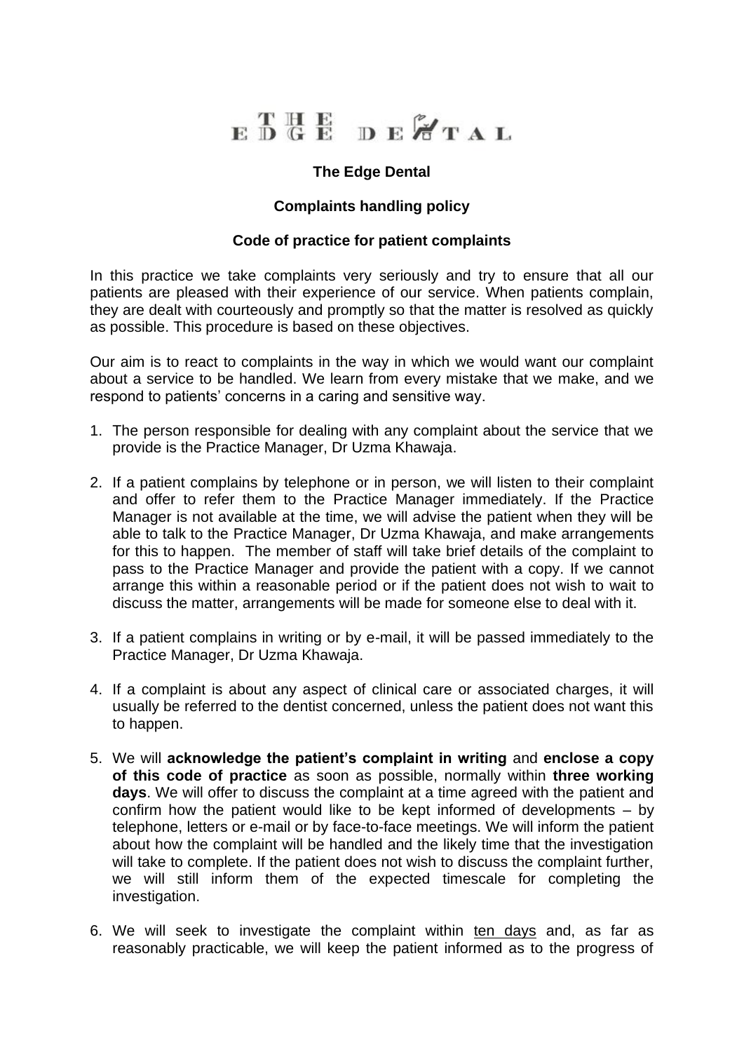THE EDGE DENTAL

**The Edge Dental**

**Complaints handling policy**

**Code of practice for patient complaints**

In this practice we take complaints very seriously and try to ensure that all our patients are pleased with their experience of our service. When patients complain, they are dealt with courteously and promptly so that the matter is resolved as quickly as possible. This procedure is based on these objectives.

Our aim is to react to complaints in the way in which we would want our complaint about a service to be handled. We learn from every mistake that we make, and we respond to patients' concerns in a caring and sensitive way.

1. The person responsible for dealing with any complaint about the service that we provide is the Practice Manager, Dr Uzma Khawaja.

2. If a patient complains by telephone or in person, we will listen to their complaint and offer to refer them to the Practice Manager immediately. If the Practice Manager is not available at the time, we will advise the patient when they will be able to talk to the Practice Manager, Dr Uzma Khawaja, and make arrangements for this to happen. The member of staff will take brief details of the complaint to pass to the Practice Manager and provide the patient with a copy. If we cannot arrange this within a reasonable period or if the patient does not wish to wait to discuss the matter, arrangements will be made for someone else to deal with it.

3. If a patient complains in writing or by e-mail, it will be passed immediately to the Practice Manager, Dr Uzma Khawaja.

4. If a complaint is about any aspect of clinical care or associated charges, it will usually be referred to the dentist concerned, unless the patient does not want this to happen.

5. We will **acknowledge the patient's complaint in writing** and **enclose a copy of this code of practice** as soon as possible, normally within **three working days**. We will offer to discuss the complaint at a time agreed with the patient and confirm how the patient would like to be kept informed of developments – by telephone, letters or e-mail or by face-to-face meetings. We will inform the patient about how the complaint will be handled and the likely time that the investigation will take to complete. If the patient does not wish to discuss the complaint further, we will still inform them of the expected timescale for completing the investigation.

6. We will seek to investigate the complaint within ten days and, as far as reasonably practicable, we will keep the patient informed as to the progress of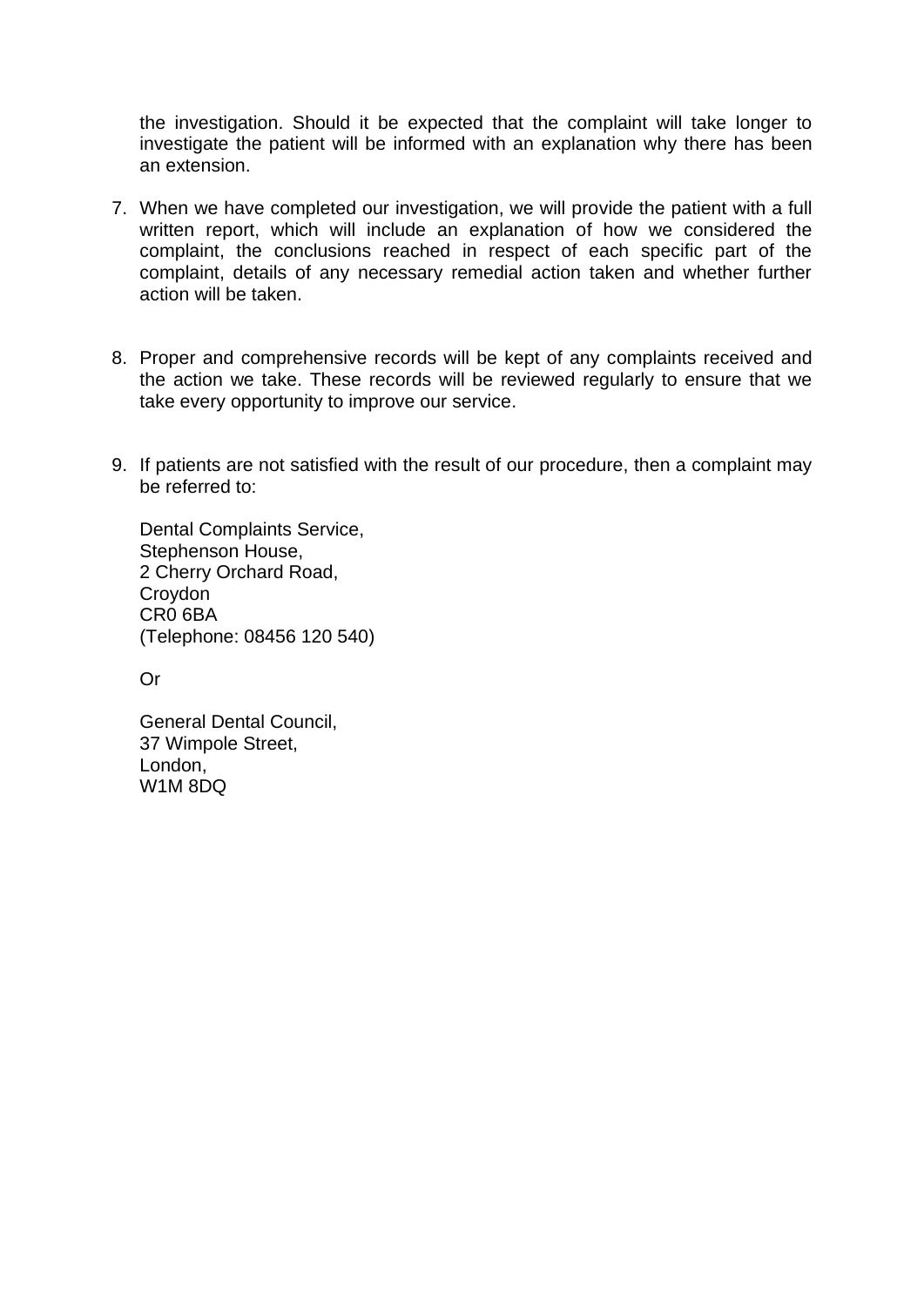the investigation. Should it be expected that the complaint will take longer to investigate the patient will be informed with an explanation why there has been an extension.

7. When we have completed our investigation, we will provide the patient with a full written report, which will include an explanation of how we considered the complaint, the conclusions reached in respect of each specific part of the complaint, details of any necessary remedial action taken and whether further action will be taken.

8. Proper and comprehensive records will be kept of any complaints received and the action we take. These records will be reviewed regularly to ensure that we take every opportunity to improve our service.

9. If patients are not satisfied with the result of our procedure, then a complaint may be referred to:

   Dental Complaints Service,
   Stephenson House,
   2 Cherry Orchard Road,
   Croydon
   CR0 6BA
   (Telephone: 08456 120 540)

   Or

   General Dental Council,
   37 Wimpole Street,
   London,
   W1M 8DQ